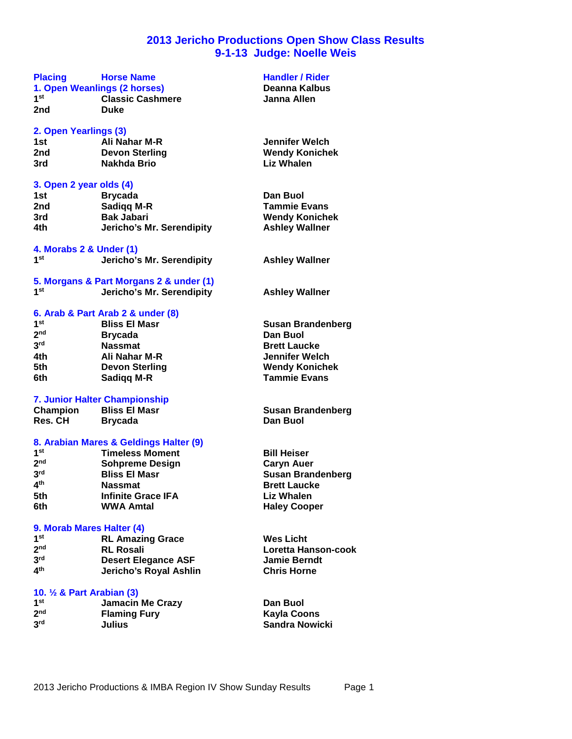# 2013 Jericho Productions Open Show Class Results
## 9-1-13 Judge: Noelle Weis

| Placing | Horse Name | Handler / Rider |
|---|---|---|
| **1. Open Weanlings (2 horses)** | | Deanna Kalbus |
| 1st | Classic Cashmere | Janna Allen |
| 2nd | Duke | |
| **2. Open Yearlings (3)** | | |
| 1st | Ali Nahar M-R | Jennifer Welch |
| 2nd | Devon Sterling | Wendy Konichek |
| 3rd | Nakhda Brio | Liz Whalen |
| **3. Open 2 year olds (4)** | | |
| 1st | Brycada | Dan Buol |
| 2nd | Sadiqq M-R | Tammie Evans |
| 3rd | Bak Jabari | Wendy Konichek |
| 4th | Jericho's Mr. Serendipity | Ashley Wallner |
| **4. Morabs 2 & Under (1)** | | |
| 1st | Jericho's Mr. Serendipity | Ashley Wallner |
| **5. Morgans & Part Morgans 2 & under (1)** | | |
| 1st | Jericho's Mr. Serendipity | Ashley Wallner |
| **6. Arab & Part Arab 2 & under (8)** | | |
| 1st | Bliss El Masr | Susan Brandenberg |
| 2nd | Brycada | Dan Buol |
| 3rd | Nassmat | Brett Laucke |
| 4th | Ali Nahar M-R | Jennifer Welch |
| 5th | Devon Sterling | Wendy Konichek |
| 6th | Sadiqq M-R | Tammie Evans |
| **7. Junior Halter Championship** | | |
| Champion | Bliss El Masr | Susan Brandenberg |
| Res. CH | Brycada | Dan Buol |
| **8. Arabian Mares & Geldings Halter (9)** | | |
| 1st | Timeless Moment | Bill Heiser |
| 2nd | Sohpreme Design | Caryn Auer |
| 3rd | Bliss El Masr | Susan Brandenberg |
| 4th | Nassmat | Brett Laucke |
| 5th | Infinite Grace IFA | Liz Whalen |
| 6th | WWA Amtal | Haley Cooper |
| **9. Morab Mares Halter (4)** | | |
| 1st | RL Amazing Grace | Wes Licht |
| 2nd | RL Rosali | Loretta Hanson-cook |
| 3rd | Desert Elegance ASF | Jamie Berndt |
| 4th | Jericho's Royal Ashlin | Chris Horne |
| **10. ½ & Part Arabian (3)** | | |
| 1st | Jamacin Me Crazy | Dan Buol |
| 2nd | Flaming Fury | Kayla Coons |
| 3rd | Julius | Sandra Nowicki |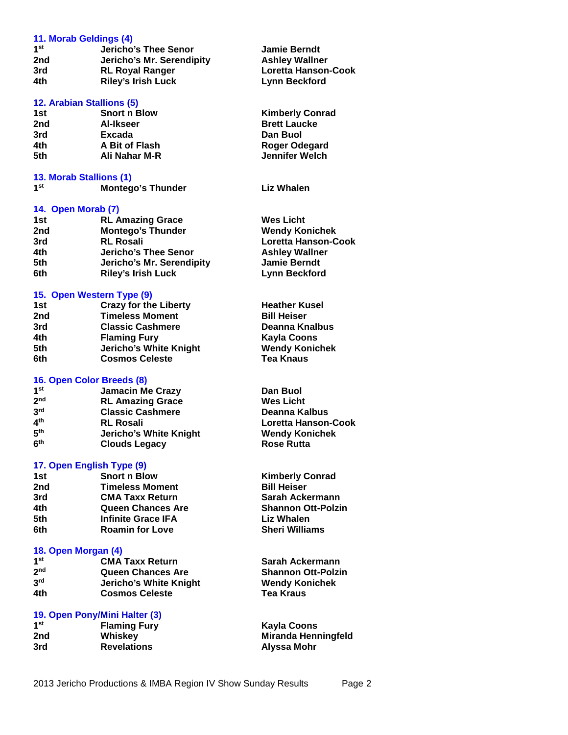### 11. Morab Geldings (4)

| | | |
|---|---|---|
| 1st | Jericho's Thee Senor | Jamie Berndt |
| 2nd | Jericho's Mr. Serendipity | Ashley Wallner |
| 3rd | RL Royal Ranger | Loretta Hanson-Cook |
| 4th | Riley's Irish Luck | Lynn Beckford |

### 12. Arabian Stallions (5)

| | | |
|---|---|---|
| 1st | Snort n Blow | Kimberly Conrad |
| 2nd | Al-Ikseer | Brett Laucke |
| 3rd | Excada | Dan Buol |
| 4th | A Bit of Flash | Roger Odegard |
| 5th | Ali Nahar M-R | Jennifer Welch |

### 13. Morab Stallions (1)

| | | |
|---|---|---|
| 1st | Montego's Thunder | Liz Whalen |

### 14. Open Morab (7)

| | | |
|---|---|---|
| 1st | RL Amazing Grace | Wes Licht |
| 2nd | Montego's Thunder | Wendy Konichek |
| 3rd | RL Rosali | Loretta Hanson-Cook |
| 4th | Jericho's Thee Senor | Ashley Wallner |
| 5th | Jericho's Mr. Serendipity | Jamie Berndt |
| 6th | Riley's Irish Luck | Lynn Beckford |

### 15. Open Western Type (9)

| | | |
|---|---|---|
| 1st | Crazy for the Liberty | Heather Kusel |
| 2nd | Timeless Moment | Bill Heiser |
| 3rd | Classic Cashmere | Deanna Knalbus |
| 4th | Flaming Fury | Kayla Coons |
| 5th | Jericho's White Knight | Wendy Konichek |
| 6th | Cosmos Celeste | Tea Knaus |

### 16. Open Color Breeds (8)

| | | |
|---|---|---|
| 1st | Jamacin Me Crazy | Dan Buol |
| 2nd | RL Amazing Grace | Wes Licht |
| 3rd | Classic Cashmere | Deanna Kalbus |
| 4th | RL Rosali | Loretta Hanson-Cook |
| 5th | Jericho's White Knight | Wendy Konichek |
| 6th | Clouds Legacy | Rose Rutta |

### 17. Open English Type (9)

| | | |
|---|---|---|
| 1st | Snort n Blow | Kimberly Conrad |
| 2nd | Timeless Moment | Bill Heiser |
| 3rd | CMA Taxx Return | Sarah Ackermann |
| 4th | Queen Chances Are | Shannon Ott-Polzin |
| 5th | Infinite Grace IFA | Liz Whalen |
| 6th | Roamin for Love | Sheri Williams |

### 18. Open Morgan (4)

| | | |
|---|---|---|
| 1st | CMA Taxx Return | Sarah Ackermann |
| 2nd | Queen Chances Are | Shannon Ott-Polzin |
| 3rd | Jericho's White Knight | Wendy Konichek |
| 4th | Cosmos Celeste | Tea Kraus |

### 19. Open Pony/Mini Halter (3)

| | | |
|---|---|---|
| 1st | Flaming Fury | Kayla Coons |
| 2nd | Whiskey | Miranda Henningfeld |
| 3rd | Revelations | Alyssa Mohr |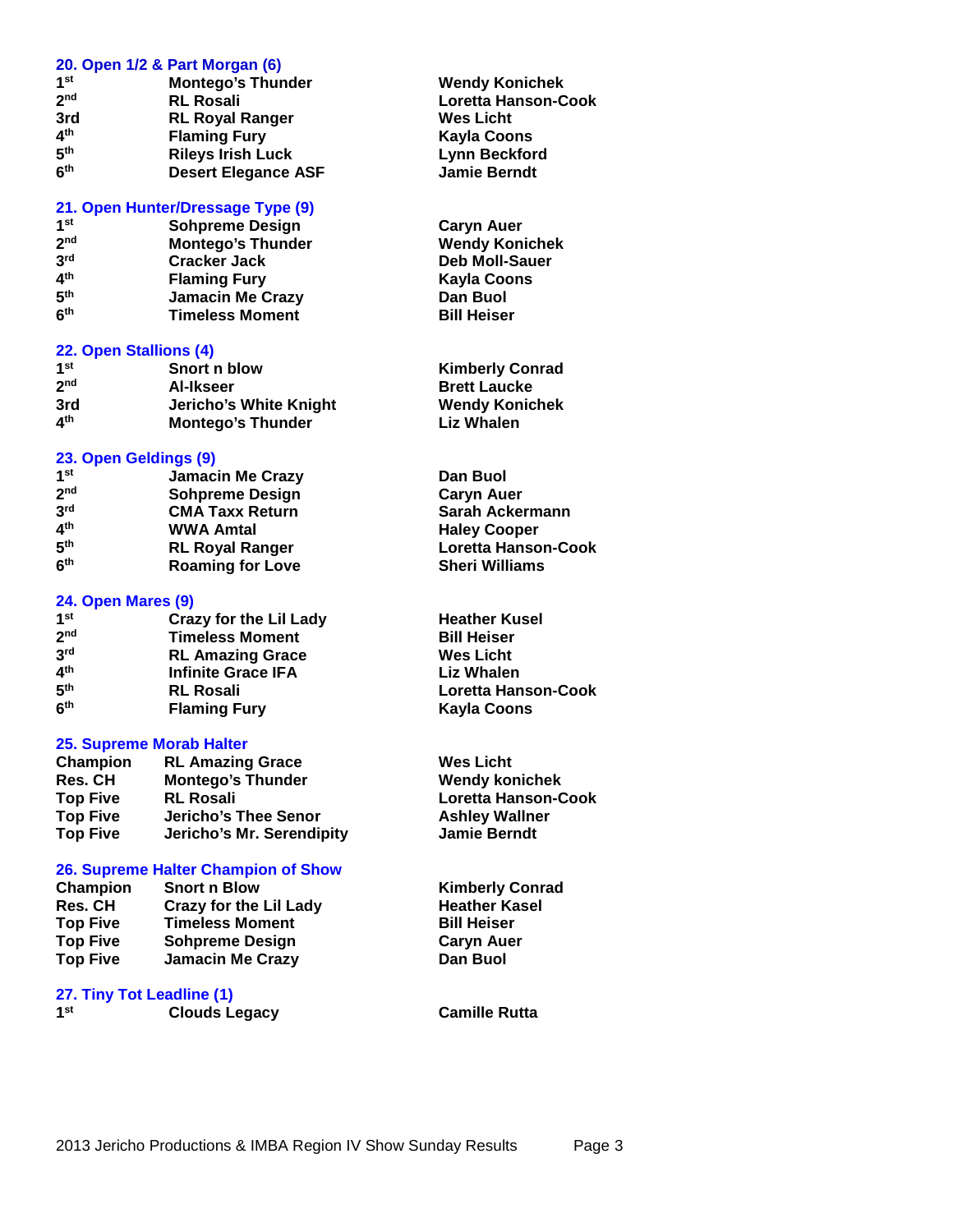### 20. Open 1/2 & Part Morgan (6)

| | | |
|---|---|---|
| 1st | Montego's Thunder | Wendy Konichek |
| 2nd | RL Rosali | Loretta Hanson-Cook |
| 3rd | RL Royal Ranger | Wes Licht |
| 4th | Flaming Fury | Kayla Coons |
| 5th | Rileys Irish Luck | Lynn Beckford |
| 6th | Desert Elegance ASF | Jamie Berndt |

### 21. Open Hunter/Dressage Type (9)

| | | |
|---|---|---|
| 1st | Sohpreme Design | Caryn Auer |
| 2nd | Montego's Thunder | Wendy Konichek |
| 3rd | Cracker Jack | Deb Moll-Sauer |
| 4th | Flaming Fury | Kayla Coons |
| 5th | Jamacin Me Crazy | Dan Buol |
| 6th | Timeless Moment | Bill Heiser |

### 22. Open Stallions (4)

| | | |
|---|---|---|
| 1st | Snort n blow | Kimberly Conrad |
| 2nd | Al-Ikseer | Brett Laucke |
| 3rd | Jericho's White Knight | Wendy Konichek |
| 4th | Montego's Thunder | Liz Whalen |

### 23. Open Geldings (9)

| | | |
|---|---|---|
| 1st | Jamacin Me Crazy | Dan Buol |
| 2nd | Sohpreme Design | Caryn Auer |
| 3rd | CMA Taxx Return | Sarah Ackermann |
| 4th | WWA Amtal | Haley Cooper |
| 5th | RL Royal Ranger | Loretta Hanson-Cook |
| 6th | Roaming for Love | Sheri Williams |

### 24. Open Mares (9)

| | | |
|---|---|---|
| 1st | Crazy for the Lil Lady | Heather Kusel |
| 2nd | Timeless Moment | Bill Heiser |
| 3rd | RL Amazing Grace | Wes Licht |
| 4th | Infinite Grace IFA | Liz Whalen |
| 5th | RL Rosali | Loretta Hanson-Cook |
| 6th | Flaming Fury | Kayla Coons |

### 25. Supreme Morab Halter

| | | |
|---|---|---|
| Champion | RL Amazing Grace | Wes Licht |
| Res. CH | Montego's Thunder | Wendy konichek |
| Top Five | RL Rosali | Loretta Hanson-Cook |
| Top Five | Jericho's Thee Senor | Ashley Wallner |
| Top Five | Jericho's Mr. Serendipity | Jamie Berndt |

### 26. Supreme Halter Champion of Show

| | | |
|---|---|---|
| Champion | Snort n Blow | Kimberly Conrad |
| Res. CH | Crazy for the Lil Lady | Heather Kasel |
| Top Five | Timeless Moment | Bill Heiser |
| Top Five | Sohpreme Design | Caryn Auer |
| Top Five | Jamacin Me Crazy | Dan Buol |

### 27. Tiny Tot Leadline (1)

| | | |
|---|---|---|
| 1st | Clouds Legacy | Camille Rutta |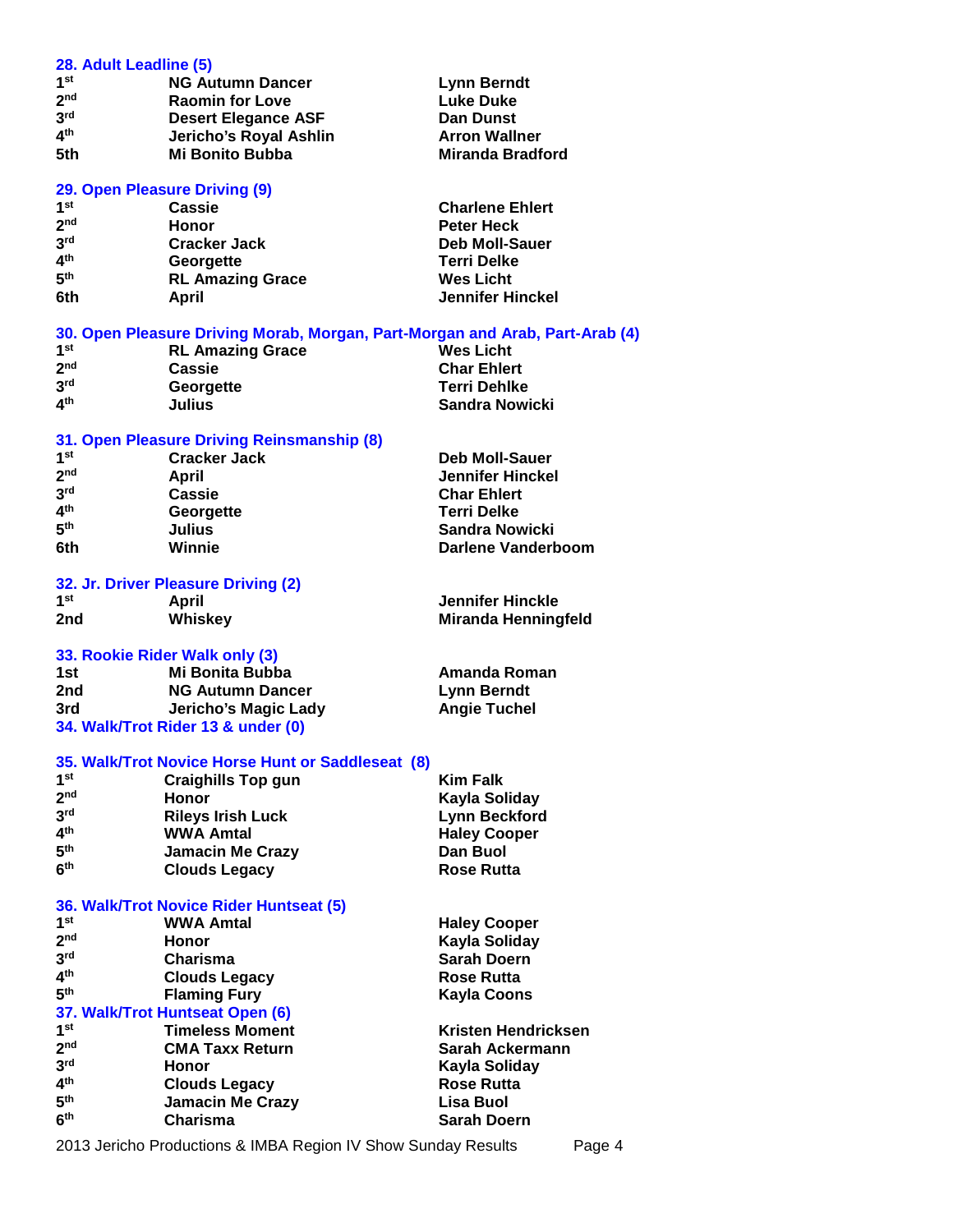### 28. Adult Leadline (5)

| | | |
|---|---|---|
| 1st | NG Autumn Dancer | Lynn Berndt |
| 2nd | Raomin for Love | Luke Duke |
| 3rd | Desert Elegance ASF | Dan Dunst |
| 4th | Jericho's Royal Ashlin | Arron Wallner |
| 5th | Mi Bonito Bubba | Miranda Bradford |

### 29. Open Pleasure Driving (9)

| | | |
|---|---|---|
| 1st | Cassie | Charlene Ehlert |
| 2nd | Honor | Peter Heck |
| 3rd | Cracker Jack | Deb Moll-Sauer |
| 4th | Georgette | Terri Delke |
| 5th | RL Amazing Grace | Wes Licht |
| 6th | April | Jennifer Hinckel |

### 30. Open Pleasure Driving Morab, Morgan, Part-Morgan and Arab, Part-Arab (4)

| | | |
|---|---|---|
| 1st | RL Amazing Grace | Wes Licht |
| 2nd | Cassie | Char Ehlert |
| 3rd | Georgette | Terri Dehlke |
| 4th | Julius | Sandra Nowicki |

### 31. Open Pleasure Driving Reinsmanship (8)

| | | |
|---|---|---|
| 1st | Cracker Jack | Deb Moll-Sauer |
| 2nd | April | Jennifer Hinckel |
| 3rd | Cassie | Char Ehlert |
| 4th | Georgette | Terri Delke |
| 5th | Julius | Sandra Nowicki |
| 6th | Winnie | Darlene Vanderboom |

### 32. Jr. Driver Pleasure Driving (2)

| | | |
|---|---|---|
| 1st | April | Jennifer Hinckle |
| 2nd | Whiskey | Miranda Henningfeld |

### 33. Rookie Rider Walk only (3)

| | | |
|---|---|---|
| 1st | Mi Bonita Bubba | Amanda Roman |
| 2nd | NG Autumn Dancer | Lynn Berndt |
| 3rd | Jericho's Magic Lady | Angie Tuchel |

### 34. Walk/Trot Rider 13 & under (0)

### 35. Walk/Trot Novice Horse Hunt or Saddleseat (8)

| | | |
|---|---|---|
| 1st | Craighills Top gun | Kim Falk |
| 2nd | Honor | Kayla Soliday |
| 3rd | Rileys Irish Luck | Lynn Beckford |
| 4th | WWA Amtal | Haley Cooper |
| 5th | Jamacin Me Crazy | Dan Buol |
| 6th | Clouds Legacy | Rose Rutta |

### 36. Walk/Trot Novice Rider Huntseat (5)

| | | |
|---|---|---|
| 1st | WWA Amtal | Haley Cooper |
| 2nd | Honor | Kayla Soliday |
| 3rd | Charisma | Sarah Doern |
| 4th | Clouds Legacy | Rose Rutta |
| 5th | Flaming Fury | Kayla Coons |

### 37. Walk/Trot Huntseat Open (6)

| | | |
|---|---|---|
| 1st | Timeless Moment | Kristen Hendricksen |
| 2nd | CMA Taxx Return | Sarah Ackermann |
| 3rd | Honor | Kayla Soliday |
| 4th | Clouds Legacy | Rose Rutta |
| 5th | Jamacin Me Crazy | Lisa Buol |
| 6th | Charisma | Sarah Doern |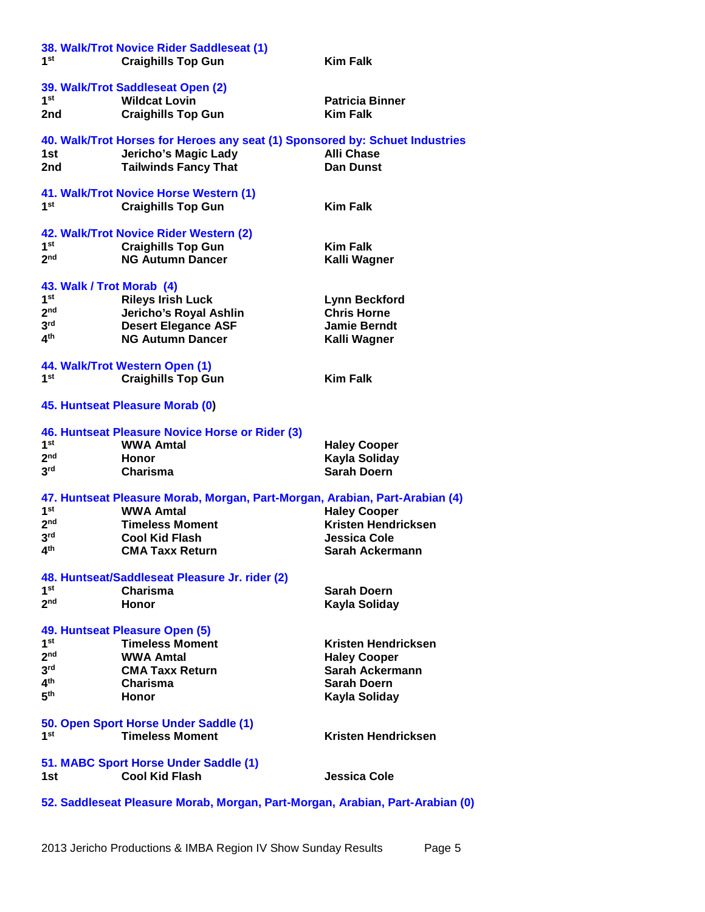### 38. Walk/Trot Novice Rider Saddleseat (1)

| | | |
|---|---|---|
| 1st | Craighills Top Gun | Kim Falk |

### 39. Walk/Trot Saddleseat Open (2)

| | | |
|---|---|---|
| 1st | Wildcat Lovin | Patricia Binner |
| 2nd | Craighills Top Gun | Kim Falk |

### 40. Walk/Trot Horses for Heroes any seat (1) Sponsored by: Schuet Industries

| | | |
|---|---|---|
| 1st | Jericho's Magic Lady | Alli Chase |
| 2nd | Tailwinds Fancy That | Dan Dunst |

### 41. Walk/Trot Novice Horse Western (1)

| | | |
|---|---|---|
| 1st | Craighills Top Gun | Kim Falk |

### 42. Walk/Trot Novice Rider Western (2)

| | | |
|---|---|---|
| 1st | Craighills Top Gun | Kim Falk |
| 2nd | NG Autumn Dancer | Kalli Wagner |

### 43. Walk / Trot Morab (4)

| | | |
|---|---|---|
| 1st | Rileys Irish Luck | Lynn Beckford |
| 2nd | Jericho's Royal Ashlin | Chris Horne |
| 3rd | Desert Elegance ASF | Jamie Berndt |
| 4th | NG Autumn Dancer | Kalli Wagner |

### 44. Walk/Trot Western Open (1)

| | | |
|---|---|---|
| 1st | Craighills Top Gun | Kim Falk |

### 45. Huntseat Pleasure Morab (0)

### 46. Huntseat Pleasure Novice Horse or Rider (3)

| | | |
|---|---|---|
| 1st | WWA Amtal | Haley Cooper |
| 2nd | Honor | Kayla Soliday |
| 3rd | Charisma | Sarah Doern |

### 47. Huntseat Pleasure Morab, Morgan, Part-Morgan, Arabian, Part-Arabian (4)

| | | |
|---|---|---|
| 1st | WWA Amtal | Haley Cooper |
| 2nd | Timeless Moment | Kristen Hendricksen |
| 3rd | Cool Kid Flash | Jessica Cole |
| 4th | CMA Taxx Return | Sarah Ackermann |

### 48. Huntseat/Saddleseat Pleasure Jr. rider (2)

| | | |
|---|---|---|
| 1st | Charisma | Sarah Doern |
| 2nd | Honor | Kayla Soliday |

### 49. Huntseat Pleasure Open (5)

| | | |
|---|---|---|
| 1st | Timeless Moment | Kristen Hendricksen |
| 2nd | WWA Amtal | Haley Cooper |
| 3rd | CMA Taxx Return | Sarah Ackermann |
| 4th | Charisma | Sarah Doern |
| 5th | Honor | Kayla Soliday |

### 50. Open Sport Horse Under Saddle (1)

| | | |
|---|---|---|
| 1st | Timeless Moment | Kristen Hendricksen |

### 51. MABC Sport Horse Under Saddle (1)

| | | |
|---|---|---|
| 1st | Cool Kid Flash | Jessica Cole |

### 52. Saddleseat Pleasure Morab, Morgan, Part-Morgan, Arabian, Part-Arabian (0)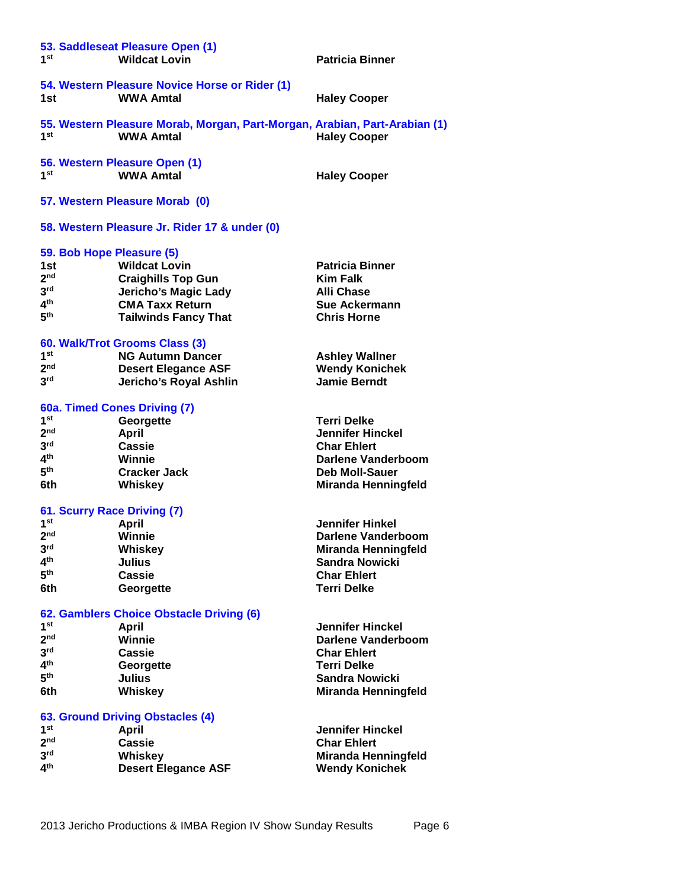### 53. Saddleseat Pleasure Open (1)

| | | |
|---|---|---|
| 1st | Wildcat Lovin | Patricia Binner |

### 54. Western Pleasure Novice Horse or Rider (1)

| | | |
|---|---|---|
| 1st | WWA Amtal | Haley Cooper |

### 55. Western Pleasure Morab, Morgan, Part-Morgan, Arabian, Part-Arabian (1)

| | | |
|---|---|---|
| 1st | WWA Amtal | Haley Cooper |

### 56. Western Pleasure Open (1)

| | | |
|---|---|---|
| 1st | WWA Amtal | Haley Cooper |

### 57. Western Pleasure Morab (0)

### 58. Western Pleasure Jr. Rider 17 & under (0)

### 59. Bob Hope Pleasure (5)

| | | |
|---|---|---|
| 1st | Wildcat Lovin | Patricia Binner |
| 2nd | Craighills Top Gun | Kim Falk |
| 3rd | Jericho's Magic Lady | Alli Chase |
| 4th | CMA Taxx Return | Sue Ackermann |
| 5th | Tailwinds Fancy That | Chris Horne |

### 60. Walk/Trot Grooms Class (3)

| | | |
|---|---|---|
| 1st | NG Autumn Dancer | Ashley Wallner |
| 2nd | Desert Elegance ASF | Wendy Konichek |
| 3rd | Jericho's Royal Ashlin | Jamie Berndt |

### 60a. Timed Cones Driving (7)

| | | |
|---|---|---|
| 1st | Georgette | Terri Delke |
| 2nd | April | Jennifer Hinckel |
| 3rd | Cassie | Char Ehlert |
| 4th | Winnie | Darlene Vanderboom |
| 5th | Cracker Jack | Deb Moll-Sauer |
| 6th | Whiskey | Miranda Henningfeld |

### 61. Scurry Race Driving (7)

| | | |
|---|---|---|
| 1st | April | Jennifer Hinkel |
| 2nd | Winnie | Darlene Vanderboom |
| 3rd | Whiskey | Miranda Henningfeld |
| 4th | Julius | Sandra Nowicki |
| 5th | Cassie | Char Ehlert |
| 6th | Georgette | Terri Delke |

### 62. Gamblers Choice Obstacle Driving (6)

| | | |
|---|---|---|
| 1st | April | Jennifer Hinckel |
| 2nd | Winnie | Darlene Vanderboom |
| 3rd | Cassie | Char Ehlert |
| 4th | Georgette | Terri Delke |
| 5th | Julius | Sandra Nowicki |
| 6th | Whiskey | Miranda Henningfeld |

### 63. Ground Driving Obstacles (4)

| | | |
|---|---|---|
| 1st | April | Jennifer Hinckel |
| 2nd | Cassie | Char Ehlert |
| 3rd | Whiskey | Miranda Henningfeld |
| 4th | Desert Elegance ASF | Wendy Konichek |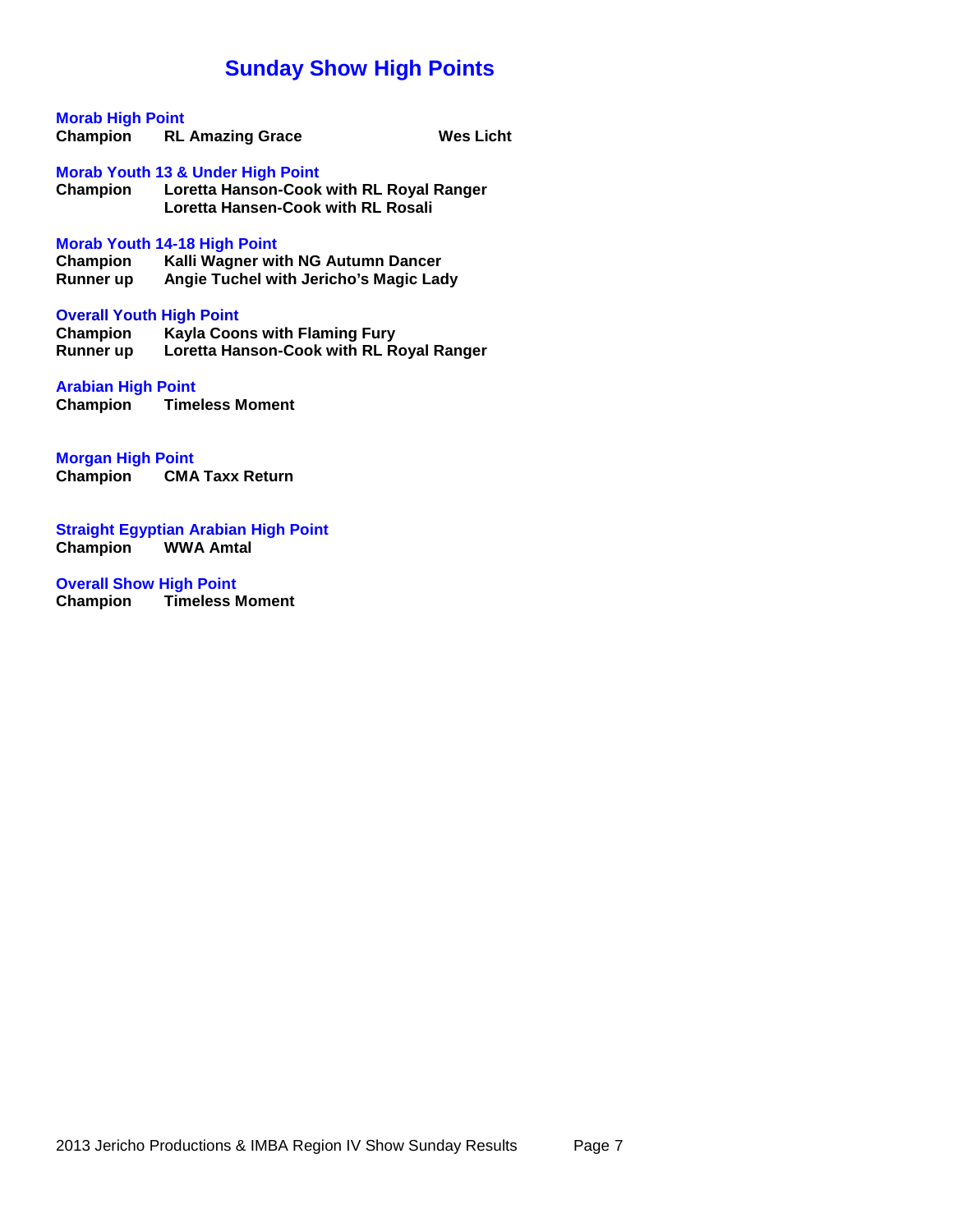# Sunday Show High Points

### Morab High Point

| | | |
|---|---|---|
| **Champion** | **RL Amazing Grace** | **Wes Licht** |

### Morab Youth 13 & Under High Point

| | |
|---|---|
| **Champion** | **Loretta Hanson-Cook with RL Royal Ranger** |
| | **Loretta Hansen-Cook with RL Rosali** |

### Morab Youth 14-18 High Point

| | |
|---|---|
| **Champion** | **Kalli Wagner with NG Autumn Dancer** |
| **Runner up** | **Angie Tuchel with Jericho's Magic Lady** |

### Overall Youth High Point

| | |
|---|---|
| **Champion** | **Kayla Coons with Flaming Fury** |
| **Runner up** | **Loretta Hanson-Cook with RL Royal Ranger** |

### Arabian High Point

| | |
|---|---|
| **Champion** | **Timeless Moment** |

### Morgan High Point

| | |
|---|---|
| **Champion** | **CMA Taxx Return** |

### Straight Egyptian Arabian High Point

| | |
|---|---|
| **Champion** | **WWA Amtal** |

### Overall Show High Point

| | |
|---|---|
| **Champion** | **Timeless Moment** |